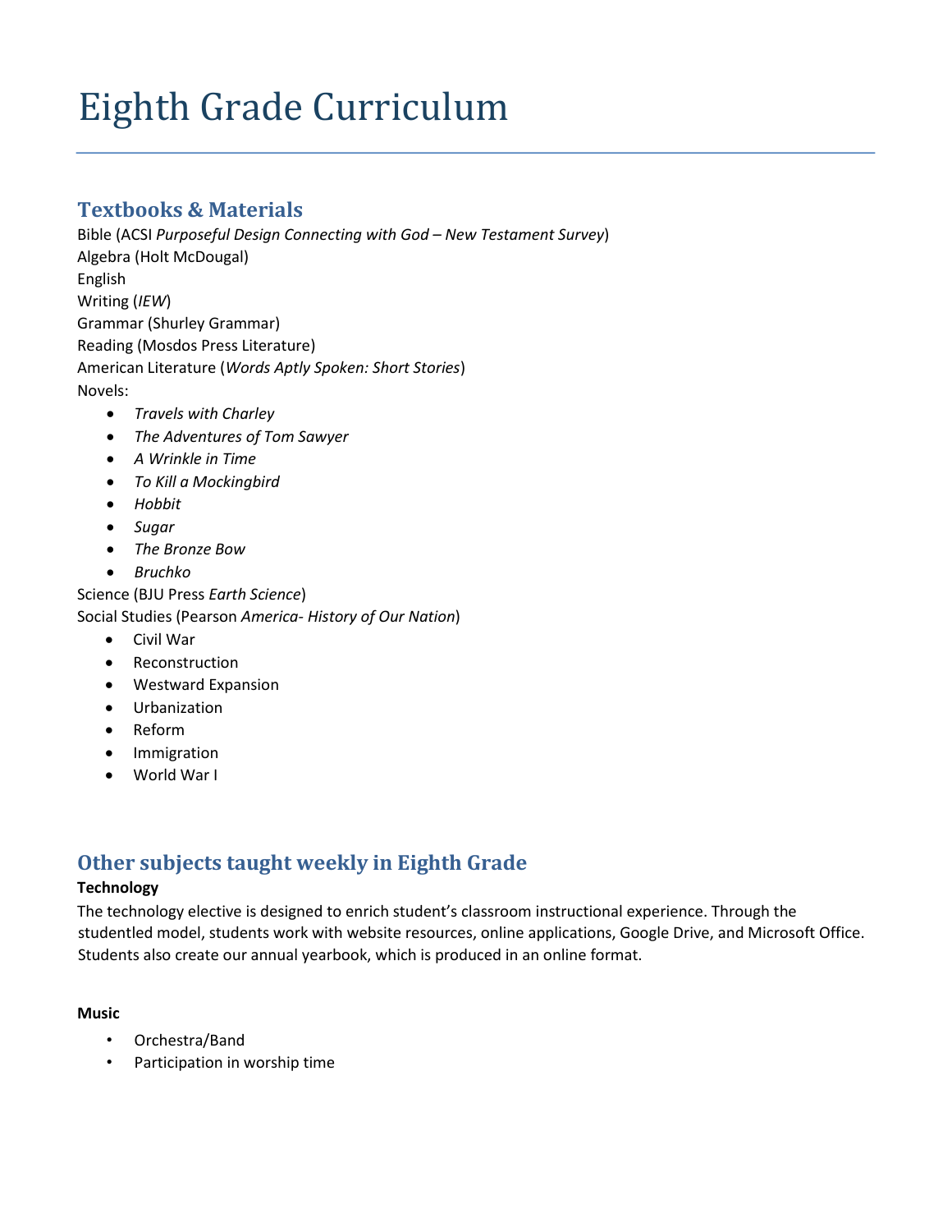# Eighth Grade Curriculum

## Textbooks & Materials

Bible (ACSI *Purposeful Design Connecting with God – New Testament Survey*)
Algebra (Holt McDougal)
English
Writing (*IEW*)
Grammar (Shurley Grammar)
Reading (Mosdos Press Literature)
American Literature (*Words Aptly Spoken: Short Stories*)
Novels:

- *Travels with Charley*
- *The Adventures of Tom Sawyer*
- *A Wrinkle in Time*
- *To Kill a Mockingbird*
- *Hobbit*
- *Sugar*
- *The Bronze Bow*
- *Bruchko*

Science (BJU Press *Earth Science*)
Social Studies (Pearson *America- History of Our Nation*)

- Civil War
- Reconstruction
- Westward Expansion
- Urbanization
- Reform
- Immigration
- World War I

## Other subjects taught weekly in Eighth Grade

**Technology**

The technology elective is designed to enrich student's classroom instructional experience. Through the studentled model, students work with website resources, online applications, Google Drive, and Microsoft Office. Students also create our annual yearbook, which is produced in an online format.

**Music**

- Orchestra/Band
- Participation in worship time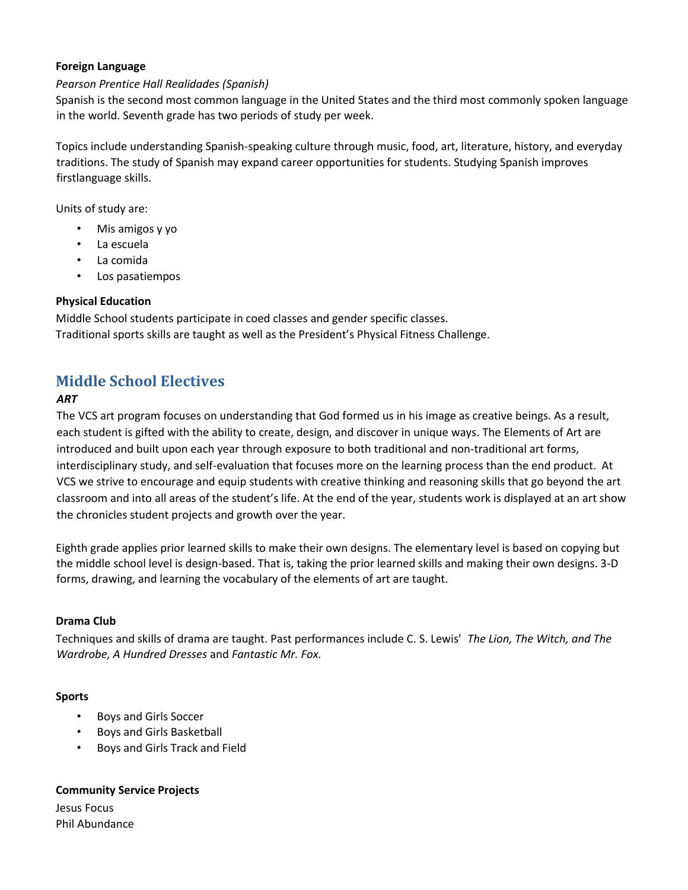**Foreign Language**

*Pearson Prentice Hall Realidades (Spanish)*

Spanish is the second most common language in the United States and the third most commonly spoken language in the world. Seventh grade has two periods of study per week.

Topics include understanding Spanish-speaking culture through music, food, art, literature, history, and everyday traditions. The study of Spanish may expand career opportunities for students. Studying Spanish improves firstlanguage skills.

Units of study are:

- Mis amigos y yo
- La escuela
- La comida
- Los pasatiempos

**Physical Education**

Middle School students participate in coed classes and gender specific classes.
Traditional sports skills are taught as well as the President's Physical Fitness Challenge.

## Middle School Electives

***ART***

The VCS art program focuses on understanding that God formed us in his image as creative beings. As a result, each student is gifted with the ability to create, design, and discover in unique ways. The Elements of Art are introduced and built upon each year through exposure to both traditional and non-traditional art forms, interdisciplinary study, and self-evaluation that focuses more on the learning process than the end product. At VCS we strive to encourage and equip students with creative thinking and reasoning skills that go beyond the art classroom and into all areas of the student's life. At the end of the year, students work is displayed at an art show the chronicles student projects and growth over the year.

Eighth grade applies prior learned skills to make their own designs. The elementary level is based on copying but the middle school level is design-based. That is, taking the prior learned skills and making their own designs. 3-D forms, drawing, and learning the vocabulary of the elements of art are taught.

**Drama Club**

Techniques and skills of drama are taught. Past performances include C. S. Lewis' *The Lion, The Witch, and The Wardrobe, A Hundred Dresses* and *Fantastic Mr. Fox.*

**Sports**

- Boys and Girls Soccer
- Boys and Girls Basketball
- Boys and Girls Track and Field

**Community Service Projects**

Jesus Focus
Phil Abundance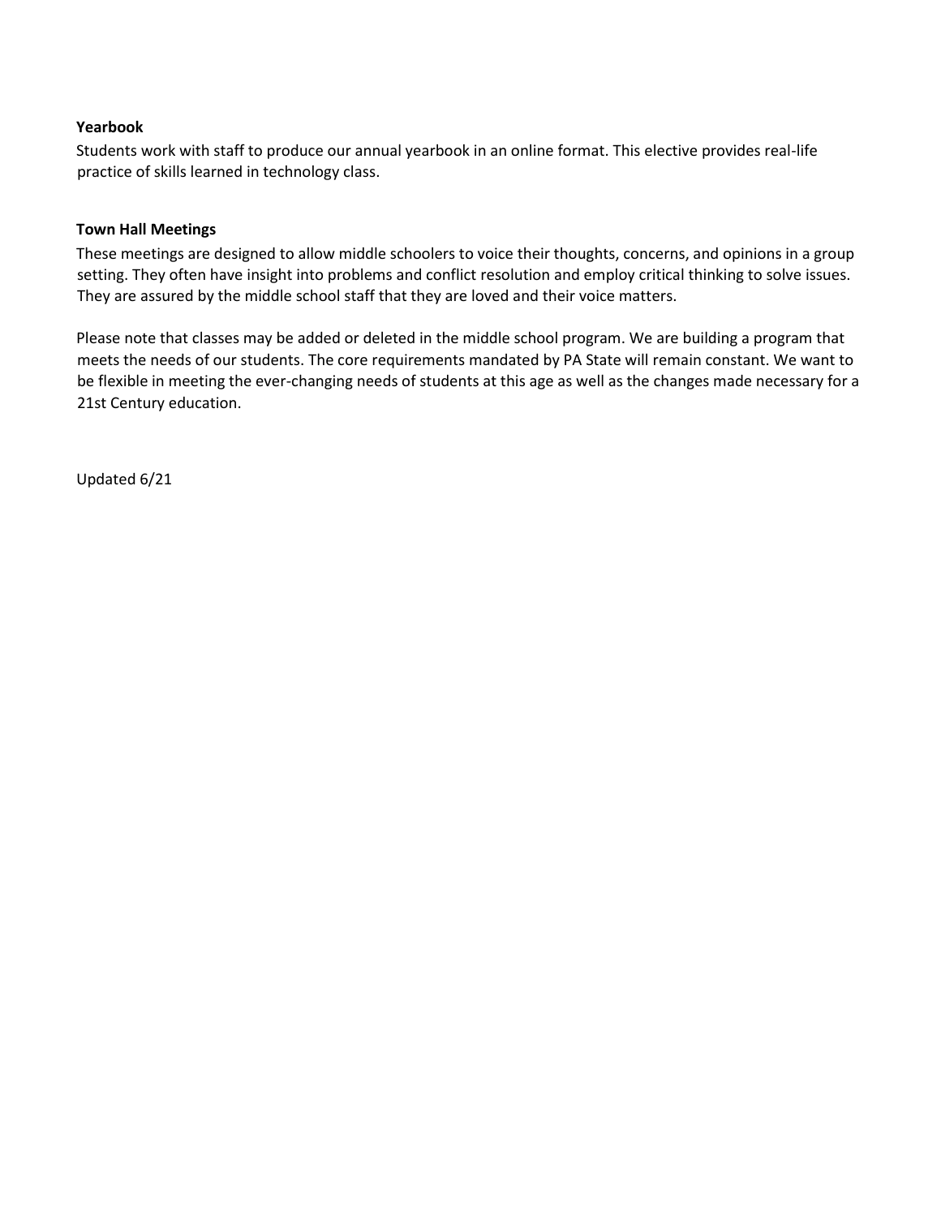**Yearbook**

Students work with staff to produce our annual yearbook in an online format. This elective provides real-life practice of skills learned in technology class.

**Town Hall Meetings**

These meetings are designed to allow middle schoolers to voice their thoughts, concerns, and opinions in a group setting. They often have insight into problems and conflict resolution and employ critical thinking to solve issues. They are assured by the middle school staff that they are loved and their voice matters.

Please note that classes may be added or deleted in the middle school program. We are building a program that meets the needs of our students. The core requirements mandated by PA State will remain constant. We want to be flexible in meeting the ever-changing needs of students at this age as well as the changes made necessary for a 21st Century education.

Updated 6/21